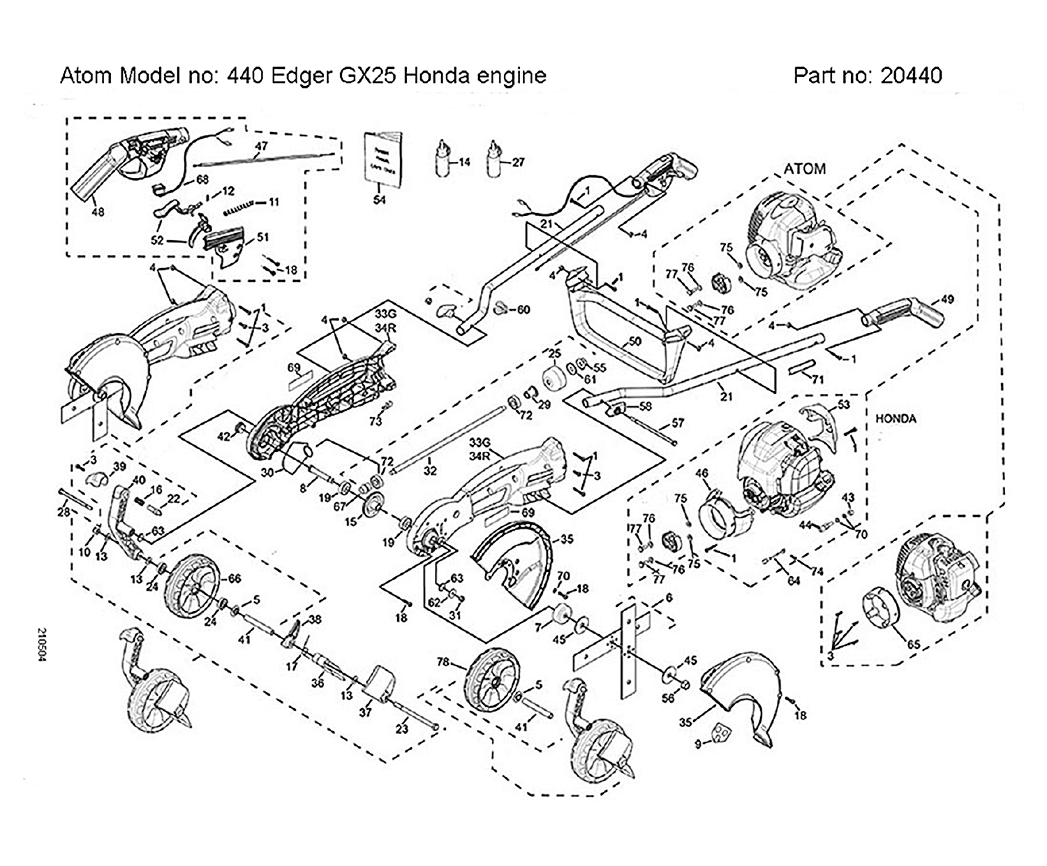Atom Model no: 440 Edger GX25 Honda engine

Part no: 20440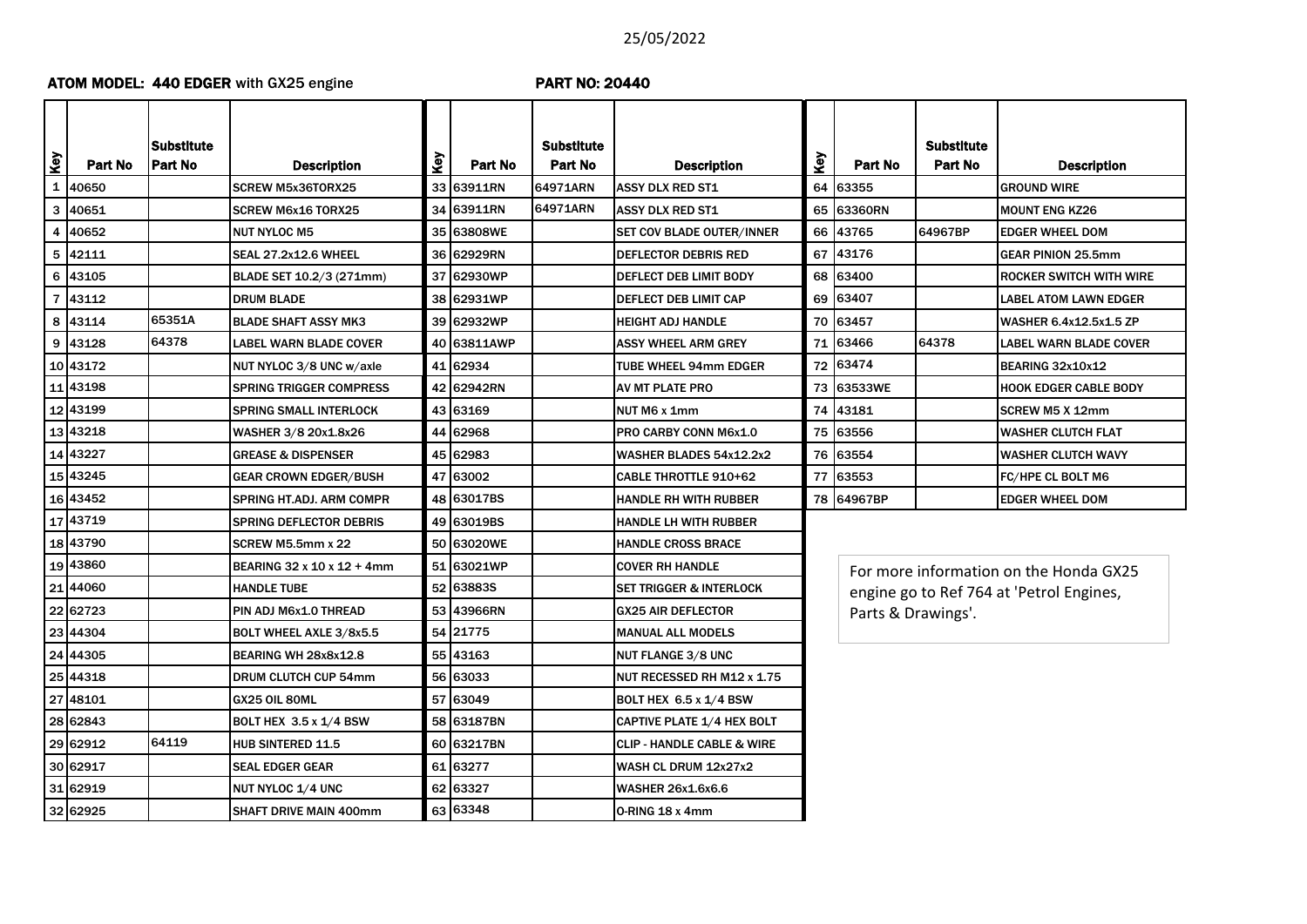25/05/2022

**ATOM MODEL: 440 EDGER** with GX25 engine **PART NO: 20440**

| Key | Part No | Substitute Part No | Description | Key | Part No | Substitute Part No | Description | Key | Part No | Substitute Part No | Description |
|---|---|---|---|---|---|---|---|---|---|---|---|
| 1 | 40650 | | SCREW M5x36TORX25 | 33 | 63911RN | 64971ARN | ASSY DLX RED ST1 | 64 | 63355 | | GROUND WIRE |
| 3 | 40651 | | SCREW M6x16 TORX25 | 34 | 63911RN | 64971ARN | ASSY DLX RED ST1 | 65 | 63360RN | | MOUNT ENG KZ26 |
| 4 | 40652 | | NUT NYLOC M5 | 35 | 63808WE | | SET COV BLADE OUTER/INNER | 66 | 43765 | 64967BP | EDGER WHEEL DOM |
| 5 | 42111 | | SEAL 27.2x12.6 WHEEL | 36 | 62929RN | | DEFLECTOR DEBRIS RED | 67 | 43176 | | GEAR PINION 25.5mm |
| 6 | 43105 | | BLADE SET 10.2/3 (271mm) | 37 | 62930WP | | DEFLECT DEB LIMIT BODY | 68 | 63400 | | ROCKER SWITCH WITH WIRE |
| 7 | 43112 | | DRUM BLADE | 38 | 62931WP | | DEFLECT DEB LIMIT CAP | 69 | 63407 | | LABEL ATOM LAWN EDGER |
| 8 | 43114 | 65351A | BLADE SHAFT ASSY MK3 | 39 | 62932WP | | HEIGHT ADJ HANDLE | 70 | 63457 | | WASHER 6.4x12.5x1.5 ZP |
| 9 | 43128 | 64378 | LABEL WARN BLADE COVER | 40 | 63811AWP | | ASSY WHEEL ARM GREY | 71 | 63466 | 64378 | LABEL WARN BLADE COVER |
| 10 | 43172 | | NUT NYLOC 3/8 UNC w/axle | 41 | 62934 | | TUBE WHEEL 94mm EDGER | 72 | 63474 | | BEARING 32x10x12 |
| 11 | 43198 | | SPRING TRIGGER COMPRESS | 42 | 62942RN | | AV MT PLATE PRO | 73 | 63533WE | | HOOK EDGER CABLE BODY |
| 12 | 43199 | | SPRING SMALL INTERLOCK | 43 | 63169 | | NUT M6 x 1mm | 74 | 43181 | | SCREW M5 X 12mm |
| 13 | 43218 | | WASHER 3/8 20x1.8x26 | 44 | 62968 | | PRO CARBY CONN M6x1.0 | 75 | 63556 | | WASHER CLUTCH FLAT |
| 14 | 43227 | | GREASE & DISPENSER | 45 | 62983 | | WASHER BLADES 54x12.2x2 | 76 | 63554 | | WASHER CLUTCH WAVY |
| 15 | 43245 | | GEAR CROWN EDGER/BUSH | 47 | 63002 | | CABLE THROTTLE 910+62 | 77 | 63553 | | FC/HPE CL BOLT M6 |
| 16 | 43452 | | SPRING HT.ADJ. ARM COMPR | 48 | 63017BS | | HANDLE RH WITH RUBBER | 78 | 64967BP | | EDGER WHEEL DOM |
| 17 | 43719 | | SPRING DEFLECTOR DEBRIS | 49 | 63019BS | | HANDLE LH WITH RUBBER | | | | |
| 18 | 43790 | | SCREW M5.5mm x 22 | 50 | 63020WE | | HANDLE CROSS BRACE | | | | |
| 19 | 43860 | | BEARING 32 x 10 x 12 + 4mm | 51 | 63021WP | | COVER RH HANDLE | | | | |
| 21 | 44060 | | HANDLE TUBE | 52 | 63883S | | SET TRIGGER & INTERLOCK | | | | |
| 22 | 62723 | | PIN ADJ M6x1.0 THREAD | 53 | 43966RN | | GX25 AIR DEFLECTOR | | | | |
| 23 | 44304 | | BOLT WHEEL AXLE 3/8x5.5 | 54 | 21775 | | MANUAL ALL MODELS | | | | |
| 24 | 44305 | | BEARING WH 28x8x12.8 | 55 | 43163 | | NUT FLANGE 3/8 UNC | | | | |
| 25 | 44318 | | DRUM CLUTCH CUP 54mm | 56 | 63033 | | NUT RECESSED RH M12 x 1.75 | | | | |
| 27 | 48101 | | GX25 OIL 80ML | 57 | 63049 | | BOLT HEX 6.5 x 1/4 BSW | | | | |
| 28 | 62843 | | BOLT HEX 3.5 x 1/4 BSW | 58 | 63187BN | | CAPTIVE PLATE 1/4 HEX BOLT | | | | |
| 29 | 62912 | 64119 | HUB SINTERED 11.5 | 60 | 63217BN | | CLIP - HANDLE CABLE & WIRE | | | | |
| 30 | 62917 | | SEAL EDGER GEAR | 61 | 63277 | | WASH CL DRUM 12x27x2 | | | | |
| 31 | 62919 | | NUT NYLOC 1/4 UNC | 62 | 63327 | | WASHER 26x1.6x6.6 | | | | |
| 32 | 62925 | | SHAFT DRIVE MAIN 400mm | 63 | 63348 | | O-RING 18 x 4mm | | | | |

For more information on the Honda GX25 engine go to Ref 764 at 'Petrol Engines, Parts & Drawings'.